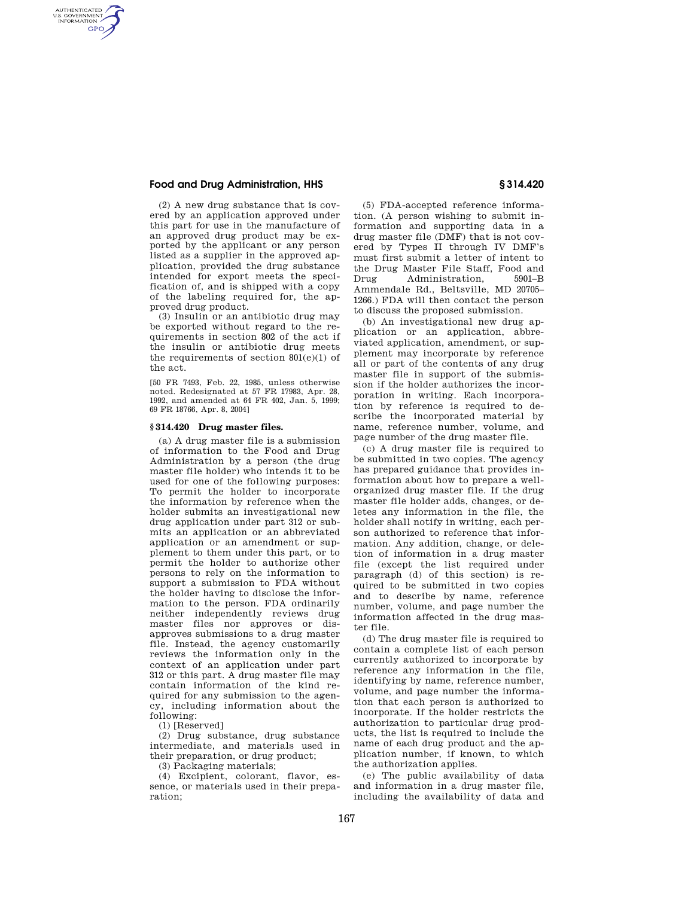(2) A new drug substance that is covered by an application approved under this part for use in the manufacture of an approved drug product may be exported by the applicant or any person listed as a supplier in the approved application, provided the drug substance intended for export meets the specification of, and is shipped with a copy of the labeling required for, the approved drug product.

(3) Insulin or an antibiotic drug may be exported without regard to the requirements in section 802 of the act if the insulin or antibiotic drug meets the requirements of section 801(e)(1) of the act.

[50 FR 7493, Feb. 22, 1985, unless otherwise noted. Redesignated at 57 FR 17983, Apr. 28, 1992, and amended at 64 FR 402, Jan. 5, 1999; 69 FR 18766, Apr. 8, 2004]

### § 314.420 Drug master files.

(a) A drug master file is a submission of information to the Food and Drug Administration by a person (the drug master file holder) who intends it to be used for one of the following purposes: To permit the holder to incorporate the information by reference when the holder submits an investigational new drug application under part 312 or submits an application or an abbreviated application or an amendment or supplement to them under this part, or to permit the holder to authorize other persons to rely on the information to support a submission to FDA without the holder having to disclose the information to the person. FDA ordinarily neither independently reviews drug master files nor approves or disapproves submissions to a drug master file. Instead, the agency customarily reviews the information only in the context of an application under part 312 or this part. A drug master file may contain information of the kind required for any submission to the agency, including information about the following:

(1) [Reserved]

(2) Drug substance, drug substance intermediate, and materials used in their preparation, or drug product;

(3) Packaging materials;

(4) Excipient, colorant, flavor, essence, or materials used in their preparation;

(5) FDA-accepted reference information. (A person wishing to submit information and supporting data in a drug master file (DMF) that is not covered by Types II through IV DMF's must first submit a letter of intent to the Drug Master File Staff, Food and Drug Administration, 5901–B Ammendale Rd., Beltsville, MD 20705–1266.) FDA will then contact the person to discuss the proposed submission.

(b) An investigational new drug application or an application, abbreviated application, amendment, or supplement may incorporate by reference all or part of the contents of any drug master file in support of the submission if the holder authorizes the incorporation in writing. Each incorporation by reference is required to describe the incorporated material by name, reference number, volume, and page number of the drug master file.

(c) A drug master file is required to be submitted in two copies. The agency has prepared guidance that provides information about how to prepare a well-organized drug master file. If the drug master file holder adds, changes, or deletes any information in the file, the holder shall notify in writing, each person authorized to reference that information. Any addition, change, or deletion of information in a drug master file (except the list required under paragraph (d) of this section) is required to be submitted in two copies and to describe by name, reference number, volume, and page number the information affected in the drug master file.

(d) The drug master file is required to contain a complete list of each person currently authorized to incorporate by reference any information in the file, identifying by name, reference number, volume, and page number the information that each person is authorized to incorporate. If the holder restricts the authorization to particular drug products, the list is required to include the name of each drug product and the application number, if known, to which the authorization applies.

(e) The public availability of data and information in a drug master file, including the availability of data and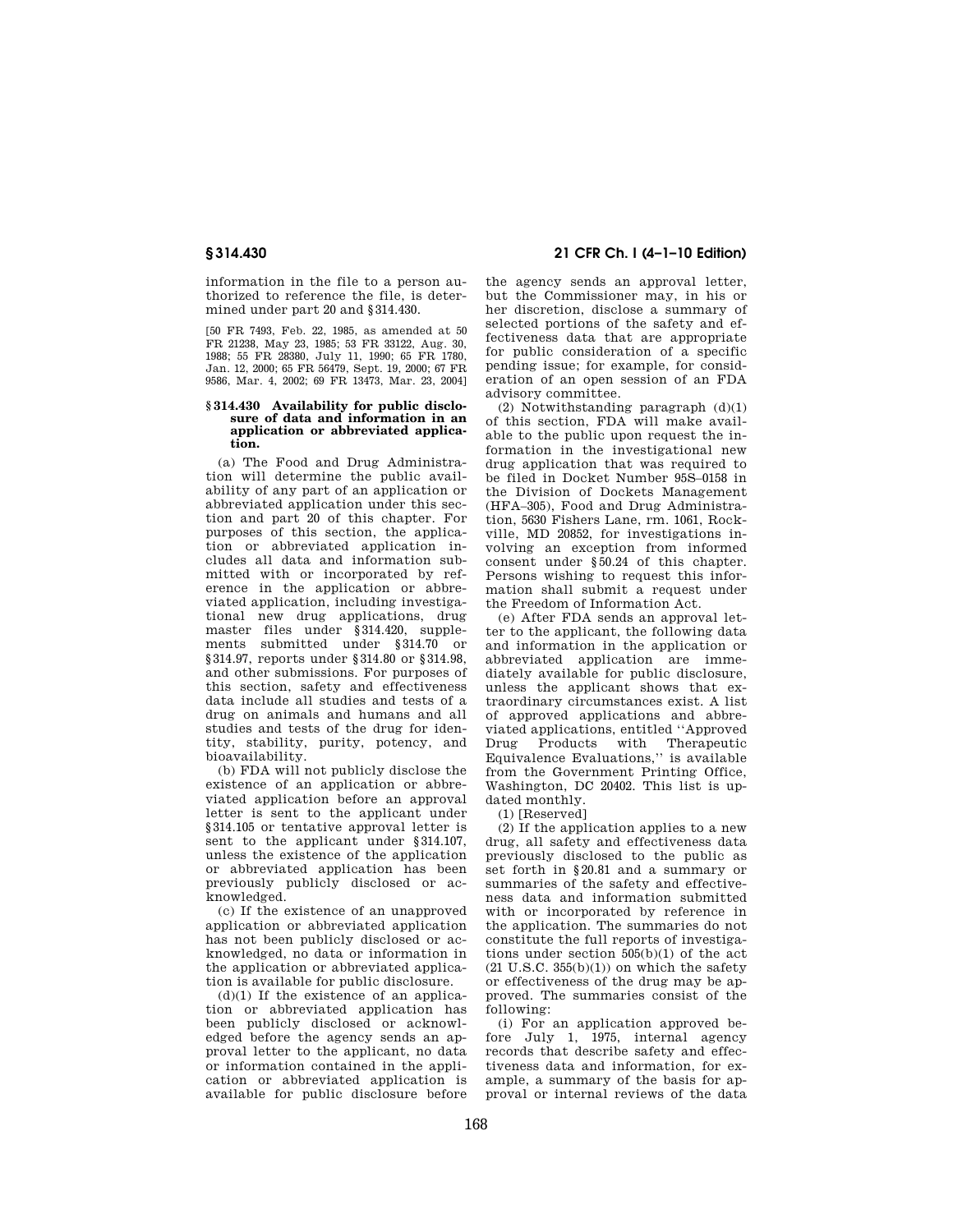information in the file to a person authorized to reference the file, is determined under part 20 and §314.430.

[50 FR 7493, Feb. 22, 1985, as amended at 50 FR 21238, May 23, 1985; 53 FR 33122, Aug. 30, 1988; 55 FR 28380, July 11, 1990; 65 FR 1780, Jan. 12, 2000; 65 FR 56479, Sept. 19, 2000; 67 FR 9586, Mar. 4, 2002; 69 FR 13473, Mar. 23, 2004]

### §314.430 Availability for public disclosure of data and information in an application or abbreviated application.

(a) The Food and Drug Administration will determine the public availability of any part of an application or abbreviated application under this section and part 20 of this chapter. For purposes of this section, the application or abbreviated application includes all data and information submitted with or incorporated by reference in the application or abbreviated application, including investigational new drug applications, drug master files under §314.420, supplements submitted under §314.70 or §314.97, reports under §314.80 or §314.98, and other submissions. For purposes of this section, safety and effectiveness data include all studies and tests of a drug on animals and humans and all studies and tests of the drug for identity, stability, purity, potency, and bioavailability.

(b) FDA will not publicly disclose the existence of an application or abbreviated application before an approval letter is sent to the applicant under §314.105 or tentative approval letter is sent to the applicant under §314.107, unless the existence of the application or abbreviated application has been previously publicly disclosed or acknowledged.

(c) If the existence of an unapproved application or abbreviated application has not been publicly disclosed or acknowledged, no data or information in the application or abbreviated application is available for public disclosure.

(d)(1) If the existence of an application or abbreviated application has been publicly disclosed or acknowledged before the agency sends an approval letter to the applicant, no data or information contained in the application or abbreviated application is available for public disclosure before the agency sends an approval letter, but the Commissioner may, in his or her discretion, disclose a summary of selected portions of the safety and effectiveness data that are appropriate for public consideration of a specific pending issue; for example, for consideration of an open session of an FDA advisory committee.

(2) Notwithstanding paragraph (d)(1) of this section, FDA will make available to the public upon request the information in the investigational new drug application that was required to be filed in Docket Number 95S–0158 in the Division of Dockets Management (HFA–305), Food and Drug Administration, 5630 Fishers Lane, rm. 1061, Rockville, MD 20852, for investigations involving an exception from informed consent under §50.24 of this chapter. Persons wishing to request this information shall submit a request under the Freedom of Information Act.

(e) After FDA sends an approval letter to the applicant, the following data and information in the application or abbreviated application are immediately available for public disclosure, unless the applicant shows that extraordinary circumstances exist. A list of approved applications and abbreviated applications, entitled "Approved Drug Products with Therapeutic Equivalence Evaluations," is available from the Government Printing Office, Washington, DC 20402. This list is updated monthly.

(1) [Reserved]

(2) If the application applies to a new drug, all safety and effectiveness data previously disclosed to the public as set forth in §20.81 and a summary or summaries of the safety and effectiveness data and information submitted with or incorporated by reference in the application. The summaries do not constitute the full reports of investigations under section 505(b)(1) of the act (21 U.S.C. 355(b)(1)) on which the safety or effectiveness of the drug may be approved. The summaries consist of the following:

(i) For an application approved before July 1, 1975, internal agency records that describe safety and effectiveness data and information, for example, a summary of the basis for approval or internal reviews of the data